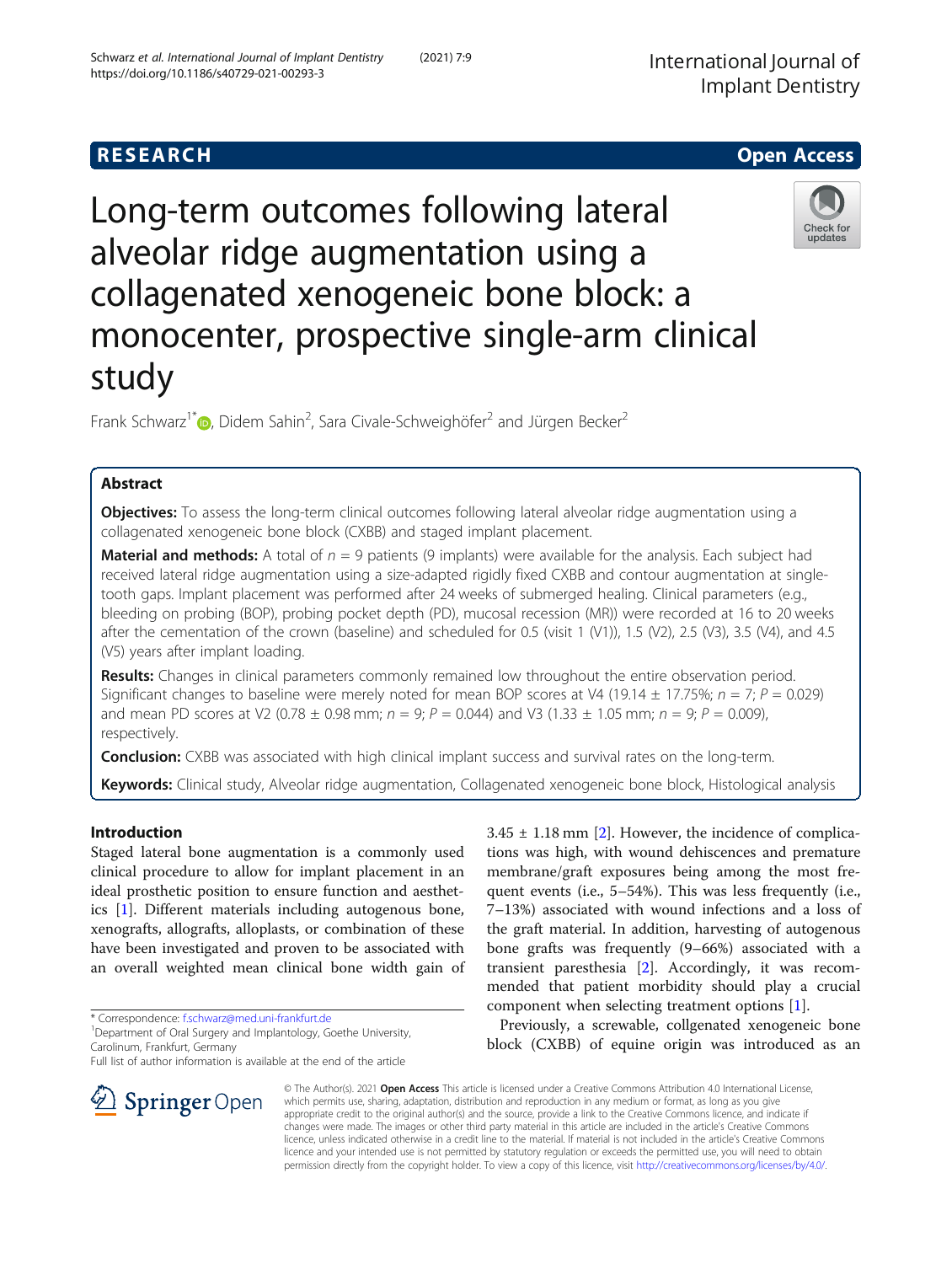# RESEARCH

# Long-term outcomes following lateral alveolar ridge augmentation using a collagenated xenogeneic bone block: a monocenter, prospective single-arm clinical study

Frank Schwarz[1*], Didem Sahin[2], Sara Civale-Schweighöfer[2] and Jürgen Becker[2]

## Abstract

**Objectives:** To assess the long-term clinical outcomes following lateral alveolar ridge augmentation using a collagenated xenogeneic bone block (CXBB) and staged implant placement.

**Material and methods:** A total of $n = 9$ patients (9 implants) were available for the analysis. Each subject had received lateral ridge augmentation using a size-adapted rigidly fixed CXBB and contour augmentation at single-tooth gaps. Implant placement was performed after 24 weeks of submerged healing. Clinical parameters (e.g., bleeding on probing (BOP), probing pocket depth (PD), mucosal recession (MR)) were recorded at 16 to 20 weeks after the cementation of the crown (baseline) and scheduled for 0.5 (visit 1 (V1)), 1.5 (V2), 2.5 (V3), 3.5 (V4), and 4.5 (V5) years after implant loading.

**Results:** Changes in clinical parameters commonly remained low throughout the entire observation period. Significant changes to baseline were merely noted for mean BOP scores at V4 (19.14 ± 17.75%; $n = 7$; $P = 0.029$) and mean PD scores at V2 (0.78 ± 0.98 mm; $n = 9$; $P = 0.044$) and V3 (1.33 ± 1.05 mm; $n = 9$; $P = 0.009$), respectively.

**Conclusion:** CXBB was associated with high clinical implant success and survival rates on the long-term.

**Keywords:** Clinical study, Alveolar ridge augmentation, Collagenated xenogeneic bone block, Histological analysis

## Introduction

Staged lateral bone augmentation is a commonly used clinical procedure to allow for implant placement in an ideal prosthetic position to ensure function and aesthetics [1]. Different materials including autogenous bone, xenografts, allografts, alloplasts, or combination of these have been investigated and proven to be associated with an overall weighted mean clinical bone width gain of 3.45 ± 1.18 mm [2]. However, the incidence of complications was high, with wound dehiscences and premature membrane/graft exposures being among the most frequent events (i.e., 5–54%). This was less frequently (i.e., 7–13%) associated with wound infections and a loss of the graft material. In addition, harvesting of autogenous bone grafts was frequently (9–66%) associated with a transient paresthesia [2]. Accordingly, it was recommended that patient morbidity should play a crucial component when selecting treatment options [1].

Previously, a screwable, collgenated xenogeneic bone block (CXBB) of equine origin was introduced as an

* Correspondence: f.schwarz@med.uni-frankfurt.de
[1]Department of Oral Surgery and Implantology, Goethe University, Carolinum, Frankfurt, Germany
Full list of author information is available at the end of the article

© The Author(s). 2021 **Open Access** This article is licensed under a Creative Commons Attribution 4.0 International License, which permits use, sharing, adaptation, distribution and reproduction in any medium or format, as long as you give appropriate credit to the original author(s) and the source, provide a link to the Creative Commons licence, and indicate if changes were made. The images or other third party material in this article are included in the article's Creative Commons licence, unless indicated otherwise in a credit line to the material. If material is not included in the article's Creative Commons licence and your intended use is not permitted by statutory regulation or exceeds the permitted use, you will need to obtain permission directly from the copyright holder. To view a copy of this licence, visit http://creativecommons.org/licenses/by/4.0/.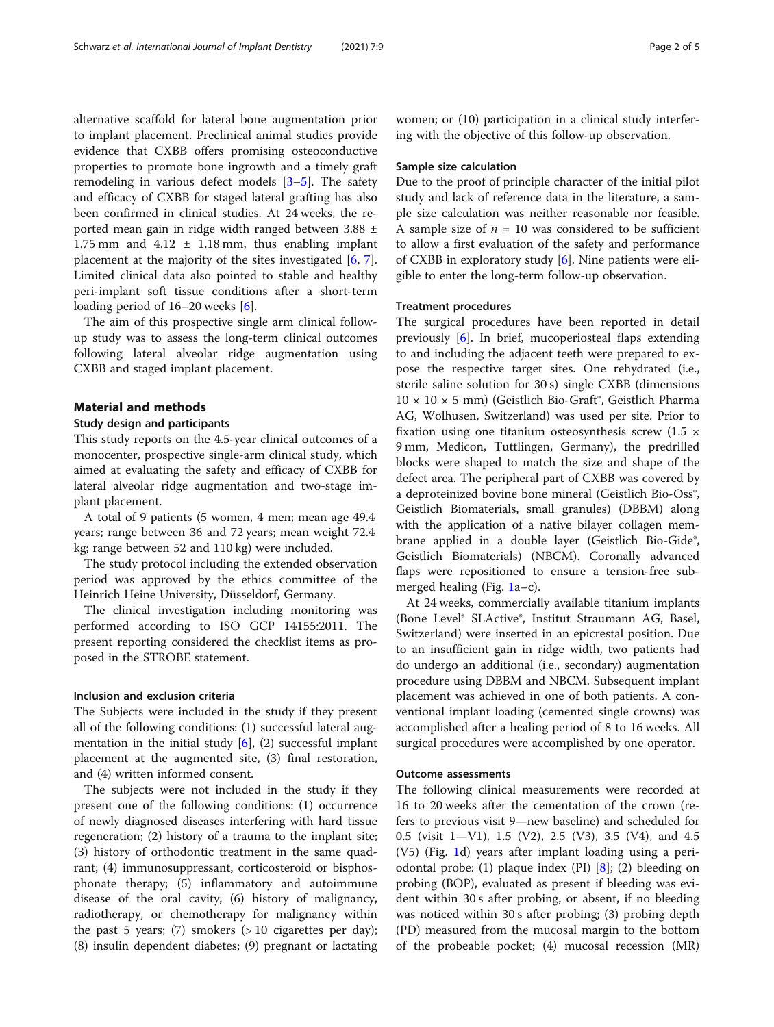alternative scaffold for lateral bone augmentation prior to implant placement. Preclinical animal studies provide evidence that CXBB offers promising osteoconductive properties to promote bone ingrowth and a timely graft remodeling in various defect models [3–5]. The safety and efficacy of CXBB for staged lateral grafting has also been confirmed in clinical studies. At 24 weeks, the reported mean gain in ridge width ranged between 3.88 ± 1.75 mm and 4.12 ± 1.18 mm, thus enabling implant placement at the majority of the sites investigated [6, 7]. Limited clinical data also pointed to stable and healthy peri-implant soft tissue conditions after a short-term loading period of 16–20 weeks [6].

The aim of this prospective single arm clinical follow-up study was to assess the long-term clinical outcomes following lateral alveolar ridge augmentation using CXBB and staged implant placement.

## Material and methods

### Study design and participants

This study reports on the 4.5-year clinical outcomes of a monocenter, prospective single-arm clinical study, which aimed at evaluating the safety and efficacy of CXBB for lateral alveolar ridge augmentation and two-stage implant placement.

A total of 9 patients (5 women, 4 men; mean age 49.4 years; range between 36 and 72 years; mean weight 72.4 kg; range between 52 and 110 kg) were included.

The study protocol including the extended observation period was approved by the ethics committee of the Heinrich Heine University, Düsseldorf, Germany.

The clinical investigation including monitoring was performed according to ISO GCP 14155:2011. The present reporting considered the checklist items as proposed in the STROBE statement.

### Inclusion and exclusion criteria

The Subjects were included in the study if they present all of the following conditions: (1) successful lateral augmentation in the initial study [6], (2) successful implant placement at the augmented site, (3) final restoration, and (4) written informed consent.

The subjects were not included in the study if they present one of the following conditions: (1) occurrence of newly diagnosed diseases interfering with hard tissue regeneration; (2) history of a trauma to the implant site; (3) history of orthodontic treatment in the same quadrant; (4) immunosuppressant, corticosteroid or bisphosphonate therapy; (5) inflammatory and autoimmune disease of the oral cavity; (6) history of malignancy, radiotherapy, or chemotherapy for malignancy within the past 5 years; (7) smokers (> 10 cigarettes per day); (8) insulin dependent diabetes; (9) pregnant or lactating women; or (10) participation in a clinical study interfering with the objective of this follow-up observation.

### Sample size calculation

Due to the proof of principle character of the initial pilot study and lack of reference data in the literature, a sample size calculation was neither reasonable nor feasible. A sample size of $n$ = 10 was considered to be sufficient to allow a first evaluation of the safety and performance of CXBB in exploratory study [6]. Nine patients were eligible to enter the long-term follow-up observation.

### Treatment procedures

The surgical procedures have been reported in detail previously [6]. In brief, mucoperiosteal flaps extending to and including the adjacent teeth were prepared to expose the respective target sites. One rehydrated (i.e., sterile saline solution for 30 s) single CXBB (dimensions 10 × 10 × 5 mm) (Geistlich Bio-Graft®, Geistlich Pharma AG, Wolhusen, Switzerland) was used per site. Prior to fixation using one titanium osteosynthesis screw (1.5 × 9 mm, Medicon, Tuttlingen, Germany), the predrilled blocks were shaped to match the size and shape of the defect area. The peripheral part of CXBB was covered by a deproteinized bovine bone mineral (Geistlich Bio-Oss®, Geistlich Biomaterials, small granules) (DBBM) along with the application of a native bilayer collagen membrane applied in a double layer (Geistlich Bio-Gide®, Geistlich Biomaterials) (NBCM). Coronally advanced flaps were repositioned to ensure a tension-free submerged healing (Fig. 1a–c).

At 24 weeks, commercially available titanium implants (Bone Level® SLActive®, Institut Straumann AG, Basel, Switzerland) were inserted in an epicrestal position. Due to an insufficient gain in ridge width, two patients had do undergo an additional (i.e., secondary) augmentation procedure using DBBM and NBCM. Subsequent implant placement was achieved in one of both patients. A conventional implant loading (cemented single crowns) was accomplished after a healing period of 8 to 16 weeks. All surgical procedures were accomplished by one operator.

### Outcome assessments

The following clinical measurements were recorded at 16 to 20 weeks after the cementation of the crown (refers to previous visit 9—new baseline) and scheduled for 0.5 (visit 1—V1), 1.5 (V2), 2.5 (V3), 3.5 (V4), and 4.5 (V5) (Fig. 1d) years after implant loading using a periodontal probe: (1) plaque index (PI) [8]; (2) bleeding on probing (BOP), evaluated as present if bleeding was evident within 30 s after probing, or absent, if no bleeding was noticed within 30 s after probing; (3) probing depth (PD) measured from the mucosal margin to the bottom of the probeable pocket; (4) mucosal recession (MR)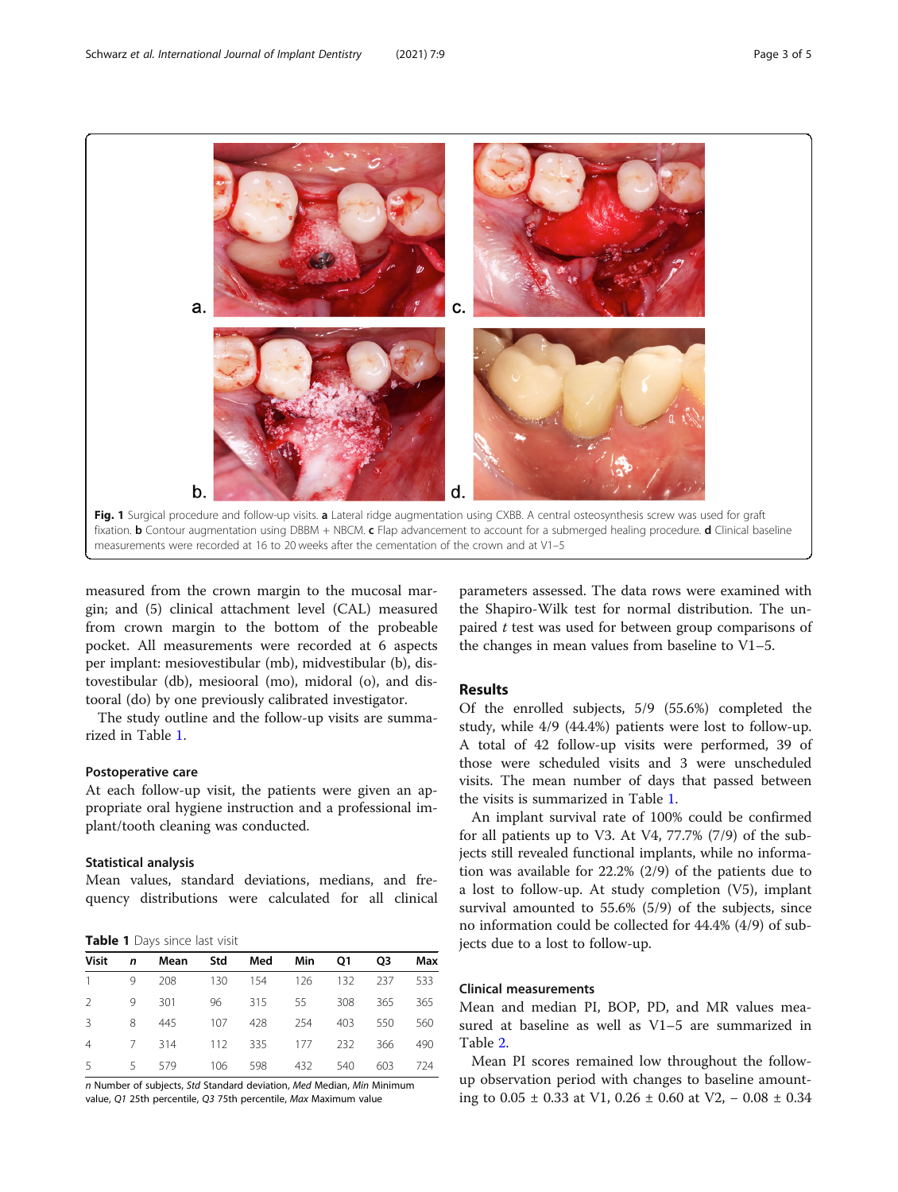Fig. 1 Surgical procedure and follow-up visits. **a** Lateral ridge augmentation using CXBB. A central osteosynthesis screw was used for graft fixation. **b** Contour augmentation using DBBM + NBCM. **c** Flap advancement to account for a submerged healing procedure. **d** Clinical baseline measurements were recorded at 16 to 20 weeks after the cementation of the crown and at V1–5

measured from the crown margin to the mucosal margin; and (5) clinical attachment level (CAL) measured from crown margin to the bottom of the probeable pocket. All measurements were recorded at 6 aspects per implant: mesiovestibular (mb), midvestibular (b), distovestibular (db), mesiooral (mo), midoral (o), and distooral (do) by one previously calibrated investigator.

The study outline and the follow-up visits are summarized in Table 1.

### Postoperative care

At each follow-up visit, the patients were given an appropriate oral hygiene instruction and a professional implant/tooth cleaning was conducted.

### Statistical analysis

Mean values, standard deviations, medians, and frequency distributions were calculated for all clinical parameters assessed. The data rows were examined with the Shapiro-Wilk test for normal distribution. The unpaired *t* test was used for between group comparisons of the changes in mean values from baseline to V1–5.

**Table 1** Days since last visit

| Visit | *n* | Mean | Std | Med | Min | Q1 | Q3 | Max |
|---|---|---|---|---|---|---|---|---|
| 1 | 9 | 208 | 130 | 154 | 126 | 132 | 237 | 533 |
| 2 | 9 | 301 | 96 | 315 | 55 | 308 | 365 | 365 |
| 3 | 8 | 445 | 107 | 428 | 254 | 403 | 550 | 560 |
| 4 | 7 | 314 | 112 | 335 | 177 | 232 | 366 | 490 |
| 5 | 5 | 579 | 106 | 598 | 432 | 540 | 603 | 724 |

*n* Number of subjects, *Std* Standard deviation, *Med* Median, *Min* Minimum value, *Q1* 25th percentile, *Q3* 75th percentile, *Max* Maximum value

## Results

Of the enrolled subjects, 5/9 (55.6%) completed the study, while 4/9 (44.4%) patients were lost to follow-up. A total of 42 follow-up visits were performed, 39 of those were scheduled visits and 3 were unscheduled visits. The mean number of days that passed between the visits is summarized in Table 1.

An implant survival rate of 100% could be confirmed for all patients up to V3. At V4, 77.7% (7/9) of the subjects still revealed functional implants, while no information was available for 22.2% (2/9) of the patients due to a lost to follow-up. At study completion (V5), implant survival amounted to 55.6% (5/9) of the subjects, since no information could be collected for 44.4% (4/9) of subjects due to a lost to follow-up.

### Clinical measurements

Mean and median PI, BOP, PD, and MR values measured at baseline as well as V1–5 are summarized in Table 2.

Mean PI scores remained low throughout the follow-up observation period with changes to baseline amounting to 0.05 ± 0.33 at V1, 0.26 ± 0.60 at V2, − 0.08 ± 0.34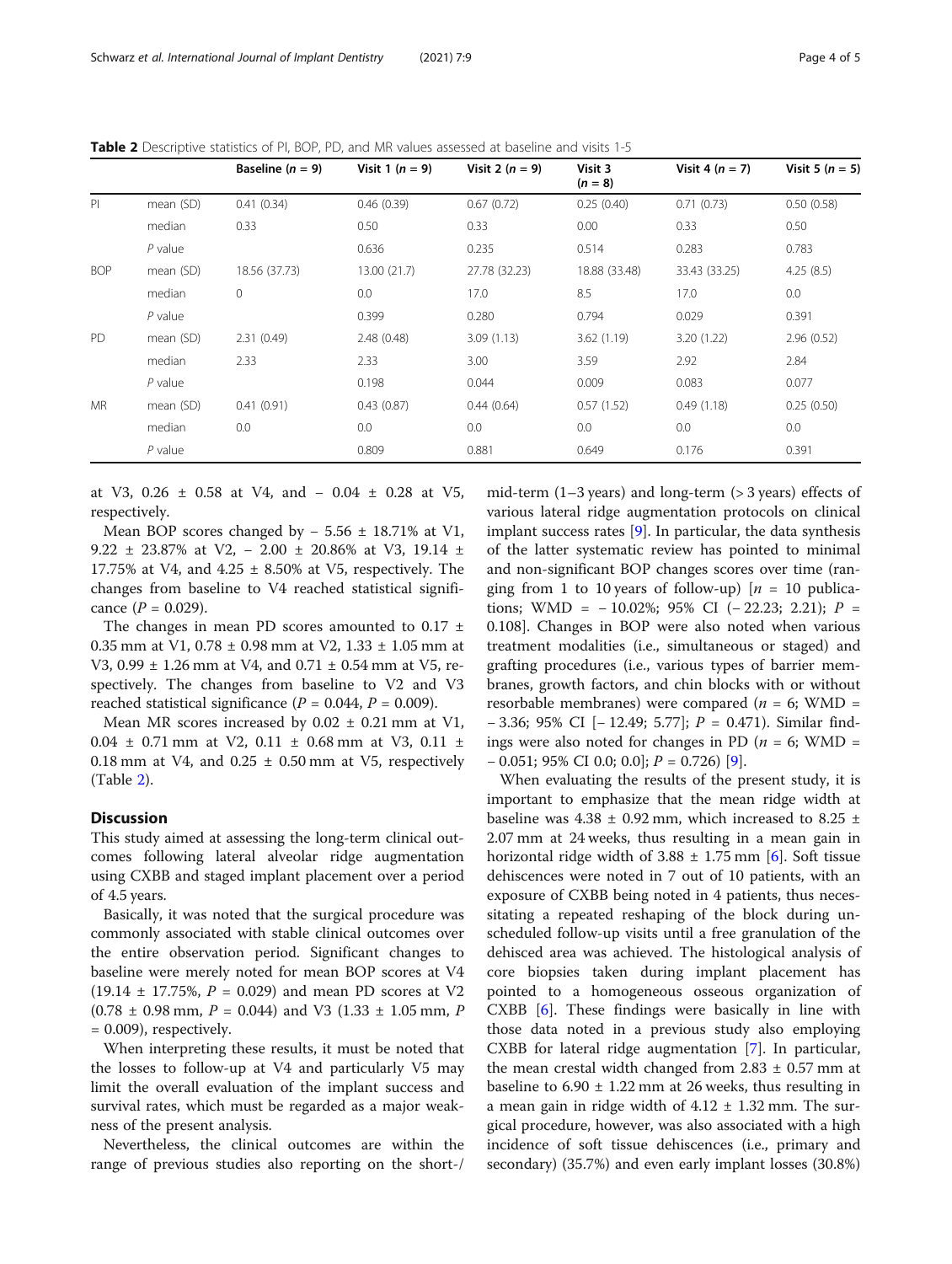**Table 2** Descriptive statistics of PI, BOP, PD, and MR values assessed at baseline and visits 1-5

| | | Baseline ($n$ = 9) | Visit 1 ($n$ = 9) | Visit 2 ($n$ = 9) | Visit 3 ($n$ = 8) | Visit 4 ($n$ = 7) | Visit 5 ($n$ = 5) |
|---|---|---|---|---|---|---|---|
| PI | mean (SD) | 0.41 (0.34) | 0.46 (0.39) | 0.67 (0.72) | 0.25 (0.40) | 0.71 (0.73) | 0.50 (0.58) |
| | median | 0.33 | 0.50 | 0.33 | 0.00 | 0.33 | 0.50 |
| | $P$ value | | 0.636 | 0.235 | 0.514 | 0.283 | 0.783 |
| BOP | mean (SD) | 18.56 (37.73) | 13.00 (21.7) | 27.78 (32.23) | 18.88 (33.48) | 33.43 (33.25) | 4.25 (8.5) |
| | median | 0 | 0.0 | 17.0 | 8.5 | 17.0 | 0.0 |
| | $P$ value | | 0.399 | 0.280 | 0.794 | 0.029 | 0.391 |
| PD | mean (SD) | 2.31 (0.49) | 2.48 (0.48) | 3.09 (1.13) | 3.62 (1.19) | 3.20 (1.22) | 2.96 (0.52) |
| | median | 2.33 | 2.33 | 3.00 | 3.59 | 2.92 | 2.84 |
| | $P$ value | | 0.198 | 0.044 | 0.009 | 0.083 | 0.077 |
| MR | mean (SD) | 0.41 (0.91) | 0.43 (0.87) | 0.44 (0.64) | 0.57 (1.52) | 0.49 (1.18) | 0.25 (0.50) |
| | median | 0.0 | 0.0 | 0.0 | 0.0 | 0.0 | 0.0 |
| | $P$ value | | 0.809 | 0.881 | 0.649 | 0.176 | 0.391 |

at V3, 0.26 ± 0.58 at V4, and − 0.04 ± 0.28 at V5, respectively.

Mean BOP scores changed by − 5.56 ± 18.71% at V1, 9.22 ± 23.87% at V2, − 2.00 ± 20.86% at V3, 19.14 ± 17.75% at V4, and 4.25 ± 8.50% at V5, respectively. The changes from baseline to V4 reached statistical significance ($P$ = 0.029).

The changes in mean PD scores amounted to 0.17 ± 0.35 mm at V1, 0.78 ± 0.98 mm at V2, 1.33 ± 1.05 mm at V3, 0.99 ± 1.26 mm at V4, and 0.71 ± 0.54 mm at V5, respectively. The changes from baseline to V2 and V3 reached statistical significance ($P$ = 0.044, $P$ = 0.009).

Mean MR scores increased by 0.02 ± 0.21 mm at V1, 0.04 ± 0.71 mm at V2, 0.11 ± 0.68 mm at V3, 0.11 ± 0.18 mm at V4, and 0.25 ± 0.50 mm at V5, respectively (Table 2).

## Discussion

This study aimed at assessing the long-term clinical outcomes following lateral alveolar ridge augmentation using CXBB and staged implant placement over a period of 4.5 years.

Basically, it was noted that the surgical procedure was commonly associated with stable clinical outcomes over the entire observation period. Significant changes to baseline were merely noted for mean BOP scores at V4 (19.14 ± 17.75%, $P$ = 0.029) and mean PD scores at V2 (0.78 ± 0.98 mm, $P$ = 0.044) and V3 (1.33 ± 1.05 mm, $P$ = 0.009), respectively.

When interpreting these results, it must be noted that the losses to follow-up at V4 and particularly V5 may limit the overall evaluation of the implant success and survival rates, which must be regarded as a major weakness of the present analysis.

Nevertheless, the clinical outcomes are within the range of previous studies also reporting on the short-/mid-term (1–3 years) and long-term (> 3 years) effects of various lateral ridge augmentation protocols on clinical implant success rates [9]. In particular, the data synthesis of the latter systematic review has pointed to minimal and non-significant BOP changes scores over time (ranging from 1 to 10 years of follow-up) [$n$ = 10 publications; WMD = − 10.02%; 95% CI (− 22.23; 2.21); $P$ = 0.108]. Changes in BOP were also noted when various treatment modalities (i.e., simultaneous or staged) and grafting procedures (i.e., various types of barrier membranes, growth factors, and chin blocks with or without resorbable membranes) were compared ($n$ = 6; WMD = − 3.36; 95% CI [− 12.49; 5.77]; $P$ = 0.471). Similar findings were also noted for changes in PD ($n$ = 6; WMD = − 0.051; 95% CI 0.0; 0.0]; $P$ = 0.726) [9].

When evaluating the results of the present study, it is important to emphasize that the mean ridge width at baseline was 4.38 ± 0.92 mm, which increased to 8.25 ± 2.07 mm at 24 weeks, thus resulting in a mean gain in horizontal ridge width of 3.88 ± 1.75 mm [6]. Soft tissue dehiscences were noted in 7 out of 10 patients, with an exposure of CXBB being noted in 4 patients, thus necessitating a repeated reshaping of the block during unscheduled follow-up visits until a free granulation of the dehisced area was achieved. The histological analysis of core biopsies taken during implant placement has pointed to a homogeneous osseous organization of CXBB [6]. These findings were basically in line with those data noted in a previous study also employing CXBB for lateral ridge augmentation [7]. In particular, the mean crestal width changed from 2.83 ± 0.57 mm at baseline to 6.90 ± 1.22 mm at 26 weeks, thus resulting in a mean gain in ridge width of 4.12 ± 1.32 mm. The surgical procedure, however, was also associated with a high incidence of soft tissue dehiscences (i.e., primary and secondary) (35.7%) and even early implant losses (30.8%)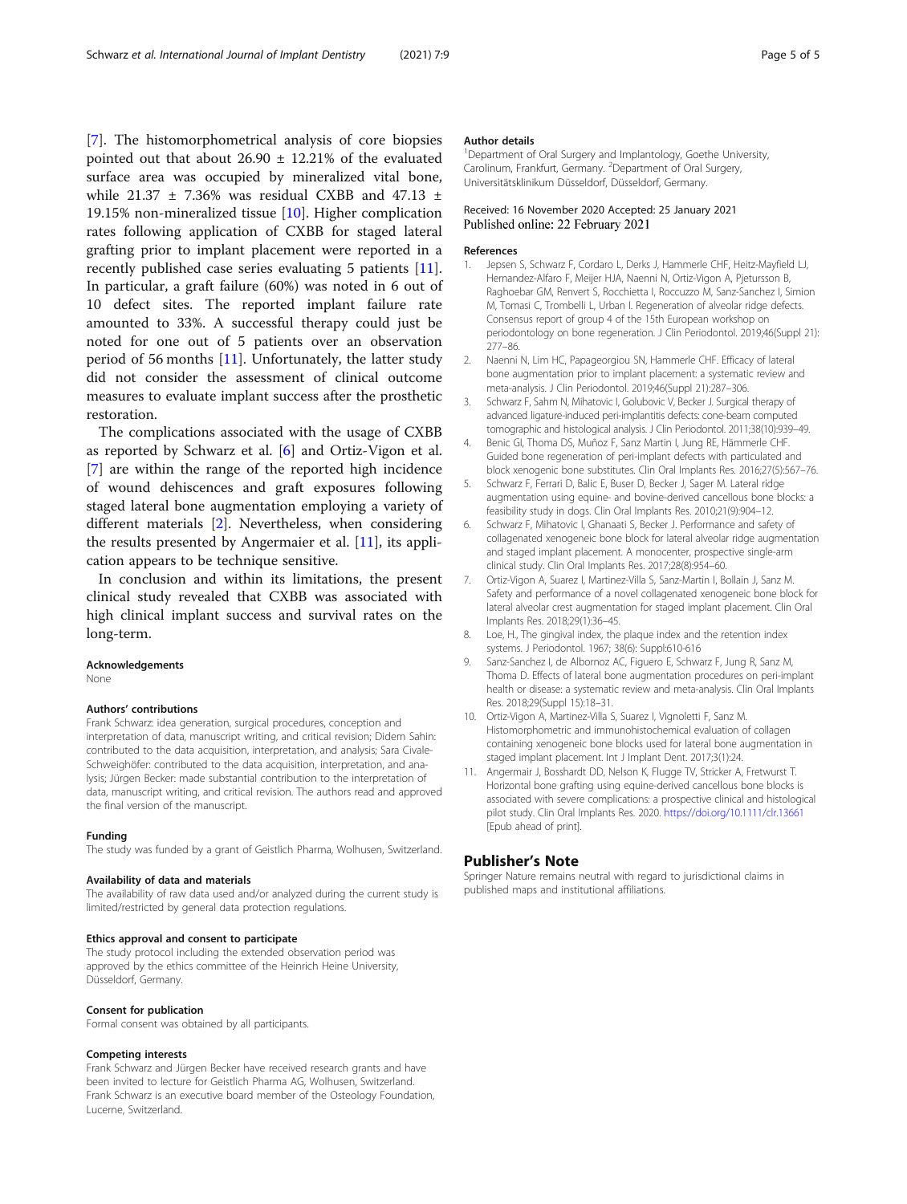[7]. The histomorphometrical analysis of core biopsies pointed out that about $26.90 \pm 12.21\%$ of the evaluated surface area was occupied by mineralized vital bone, while $21.37 \pm 7.36\%$ was residual CXBB and $47.13 \pm 19.15\%$ non-mineralized tissue [10]. Higher complication rates following application of CXBB for staged lateral grafting prior to implant placement were reported in a recently published case series evaluating 5 patients [11]. In particular, a graft failure (60%) was noted in 6 out of 10 defect sites. The reported implant failure rate amounted to 33%. A successful therapy could just be noted for one out of 5 patients over an observation period of 56 months [11]. Unfortunately, the latter study did not consider the assessment of clinical outcome measures to evaluate implant success after the prosthetic restoration.

The complications associated with the usage of CXBB as reported by Schwarz et al. [6] and Ortiz-Vigon et al. [7] are within the range of the reported high incidence of wound dehiscences and graft exposures following staged lateral bone augmentation employing a variety of different materials [2]. Nevertheless, when considering the results presented by Angermaier et al. [11], its application appears to be technique sensitive.

In conclusion and within its limitations, the present clinical study revealed that CXBB was associated with high clinical implant success and survival rates on the long-term.

#### Acknowledgements
None

#### Authors' contributions
Frank Schwarz: idea generation, surgical procedures, conception and interpretation of data, manuscript writing, and critical revision; Didem Sahin: contributed to the data acquisition, interpretation, and analysis; Sara Civale-Schweighöfer: contributed to the data acquisition, interpretation, and analysis; Jürgen Becker: made substantial contribution to the interpretation of data, manuscript writing, and critical revision. The authors read and approved the final version of the manuscript.

#### Funding
The study was funded by a grant of Geistlich Pharma, Wolhusen, Switzerland.

#### Availability of data and materials
The availability of raw data used and/or analyzed during the current study is limited/restricted by general data protection regulations.

#### Ethics approval and consent to participate
The study protocol including the extended observation period was approved by the ethics committee of the Heinrich Heine University, Düsseldorf, Germany.

#### Consent for publication
Formal consent was obtained by all participants.

#### Competing interests
Frank Schwarz and Jürgen Becker have received research grants and have been invited to lecture for Geistlich Pharma AG, Wolhusen, Switzerland. Frank Schwarz is an executive board member of the Osteology Foundation, Lucerne, Switzerland.

#### Author details
[1]Department of Oral Surgery and Implantology, Goethe University, Carolinum, Frankfurt, Germany. [2]Department of Oral Surgery, Universitätsklinikum Düsseldorf, Düsseldorf, Germany.

Received: 16 November 2020 Accepted: 25 January 2021
Published online: 22 February 2021

#### References
1. Jepsen S, Schwarz F, Cordaro L, Derks J, Hammerle CHF, Heitz-Mayfield LJ, Hernandez-Alfaro F, Meijer HJA, Naenni N, Ortiz-Vigon A, Pjetursson B, Raghoebar GM, Renvert S, Rocchietta I, Roccuzzo M, Sanz-Sanchez I, Simion M, Tomasi C, Trombelli L, Urban I. Regeneration of alveolar ridge defects. Consensus report of group 4 of the 15th European workshop on periodontology on bone regeneration. J Clin Periodontol. 2019;46(Suppl 21): 277–86.
2. Naenni N, Lim HC, Papageorgiou SN, Hammerle CHF. Efficacy of lateral bone augmentation prior to implant placement: a systematic review and meta-analysis. J Clin Periodontol. 2019;46(Suppl 21):287–306.
3. Schwarz F, Sahm N, Mihatovic I, Golubovic V, Becker J. Surgical therapy of advanced ligature-induced peri-implantitis defects: cone-beam computed tomographic and histological analysis. J Clin Periodontol. 2011;38(10):939–49.
4. Benic GI, Thoma DS, Muñoz F, Sanz Martin I, Jung RE, Hämmerle CHF. Guided bone regeneration of peri-implant defects with particulated and block xenogenic bone substitutes. Clin Oral Implants Res. 2016;27(5):567–76.
5. Schwarz F, Ferrari D, Balic E, Buser D, Becker J, Sager M. Lateral ridge augmentation using equine- and bovine-derived cancellous bone blocks: a feasibility study in dogs. Clin Oral Implants Res. 2010;21(9):904–12.
6. Schwarz F, Mihatovic I, Ghanaati S, Becker J. Performance and safety of collagenated xenogeneic bone block for lateral alveolar ridge augmentation and staged implant placement. A monocenter, prospective single-arm clinical study. Clin Oral Implants Res. 2017;28(8):954–60.
7. Ortiz-Vigon A, Suarez I, Martinez-Villa S, Sanz-Martin I, Bollain J, Sanz M. Safety and performance of a novel collagenated xenogeneic bone block for lateral alveolar crest augmentation for staged implant placement. Clin Oral Implants Res. 2018;29(1):36–45.
8. Loe, H., The gingival index, the plaque index and the retention index systems. J Periodontol. 1967; 38(6): Suppl:610-616
9. Sanz-Sanchez I, de Albornoz AC, Figuero E, Schwarz F, Jung R, Sanz M, Thoma D. Effects of lateral bone augmentation procedures on peri-implant health or disease: a systematic review and meta-analysis. Clin Oral Implants Res. 2018;29(Suppl 15):18–31.
10. Ortiz-Vigon A, Martinez-Villa S, Suarez I, Vignoletti F, Sanz M. Histomorphometric and immunohistochemical evaluation of collagen containing xenogeneic bone blocks used for lateral bone augmentation in staged implant placement. Int J Implant Dent. 2017;3(1):24.
11. Angermair J, Bosshardt DD, Nelson K, Flugge TV, Stricker A, Fretwurst T. Horizontal bone grafting using equine-derived cancellous bone blocks is associated with severe complications: a prospective clinical and histological pilot study. Clin Oral Implants Res. 2020. https://doi.org/10.1111/clr.13661 [Epub ahead of print].

## Publisher's Note
Springer Nature remains neutral with regard to jurisdictional claims in published maps and institutional affiliations.